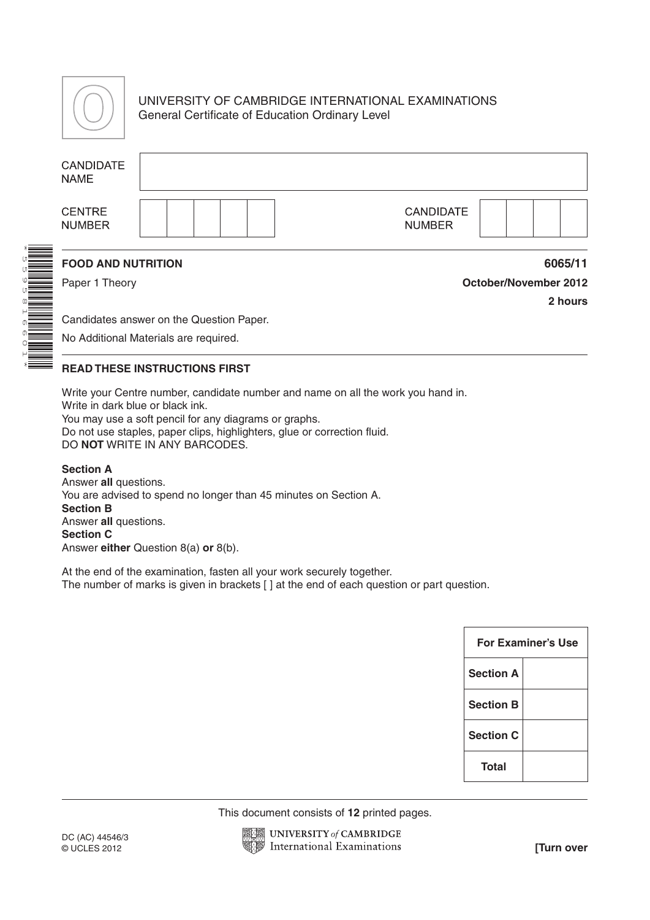UNIVERSITY OF CAMBRIDGE INTERNATIONAL EXAMINATIONS
General Certificate of Education Ordinary Level

| CANDIDATE NAME | |
|---|---|

| CENTRE NUMBER | | | | | | CANDIDATE NUMBER | | | | |
|---|---|---|---|---|---|---|---|---|---|---|

**FOOD AND NUTRITION** **6065/11**

Paper 1 Theory **October/November 2012**

**2 hours**

Candidates answer on the Question Paper.

No Additional Materials are required.

**READ THESE INSTRUCTIONS FIRST**

Write your Centre number, candidate number and name on all the work you hand in.
Write in dark blue or black ink.
You may use a soft pencil for any diagrams or graphs.
Do not use staples, paper clips, highlighters, glue or correction fluid.
DO **NOT** WRITE IN ANY BARCODES.

**Section A**
Answer **all** questions.
You are advised to spend no longer than 45 minutes on Section A.
**Section B**
Answer **all** questions.
**Section C**
Answer **either** Question 8(a) **or** 8(b).

At the end of the examination, fasten all your work securely together.
The number of marks is given in brackets [ ] at the end of each question or part question.

| For Examiner's Use | |
|---|---|
| Section A | |
| Section B | |
| Section C | |
| Total | |

This document consists of **12** printed pages.

DC (AC) 44546/3
© UCLES 2012

**[Turn over**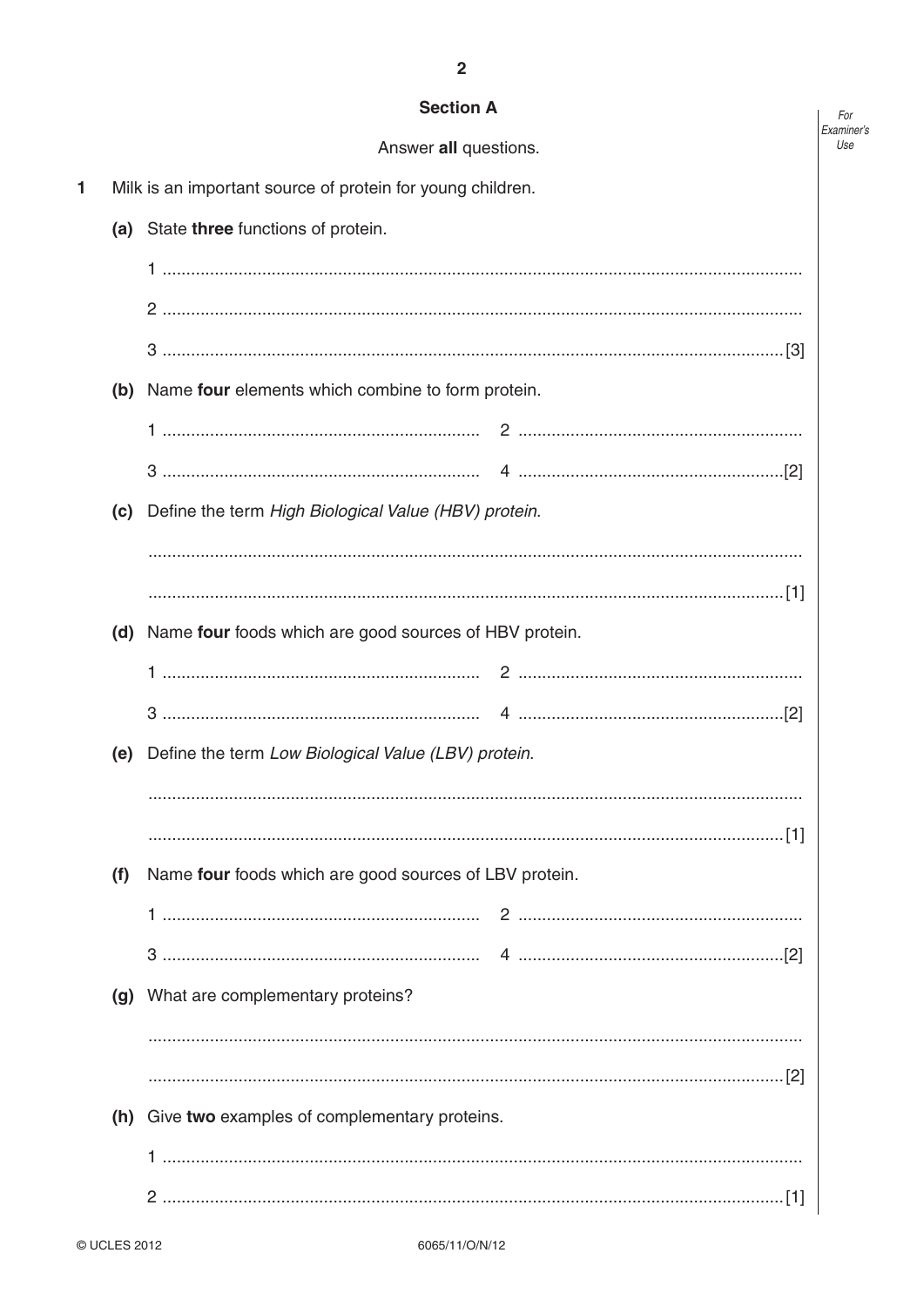## Section A

Answer **all** questions.

**1** Milk is an important source of protein for young children.

**(a)** State **three** functions of protein.

1 ..................................................................................................................................

2 ..................................................................................................................................

3 ............................................................................................................................... [3]

**(b)** Name **four** elements which combine to form protein.

1 ................................................................ 2 ................................................................

3 ................................................................ 4 ............................................................. [2]

**(c)** Define the term *High Biological Value (HBV) protein*.

..................................................................................................................................

............................................................................................................................... [1]

**(d)** Name **four** foods which are good sources of HBV protein.

1 ................................................................ 2 ................................................................

3 ................................................................ 4 ............................................................. [2]

**(e)** Define the term *Low Biological Value (LBV) protein*.

..................................................................................................................................

............................................................................................................................... [1]

**(f)** Name **four** foods which are good sources of LBV protein.

1 ................................................................ 2 ................................................................

3 ................................................................ 4 ............................................................. [2]

**(g)** What are complementary proteins?

..................................................................................................................................

............................................................................................................................... [2]

**(h)** Give **two** examples of complementary proteins.

1 ..................................................................................................................................

2 ............................................................................................................................... [1]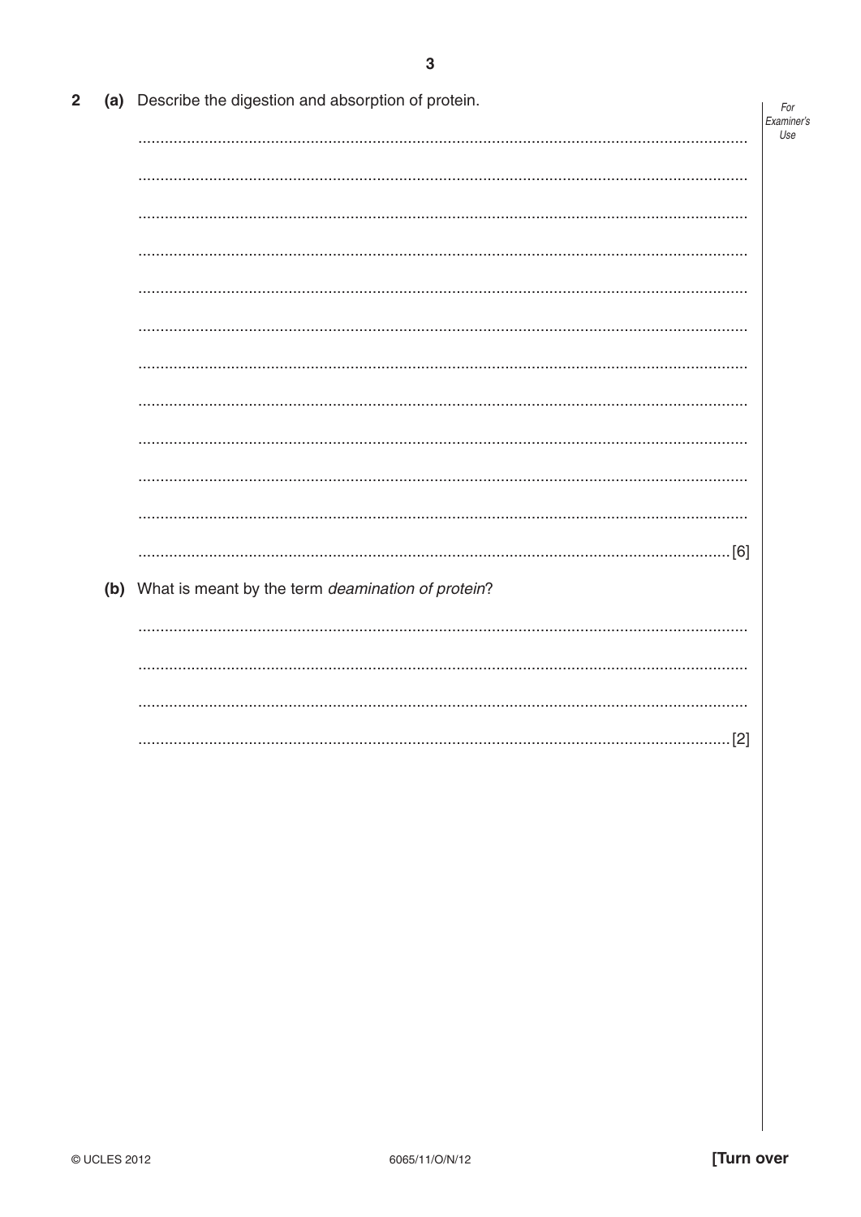2 (a) Describe the digestion and absorption of protein.

.......................................................................................................................................

.......................................................................................................................................

.......................................................................................................................................

.......................................................................................................................................

.......................................................................................................................................

.......................................................................................................................................

.......................................................................................................................................

.......................................................................................................................................

.......................................................................................................................................

.......................................................................................................................................

.......................................................................................................................................

....................................................................................................................................[6]

(b) What is meant by the term *deamination of protein*?

.......................................................................................................................................

.......................................................................................................................................

.......................................................................................................................................

....................................................................................................................................[2]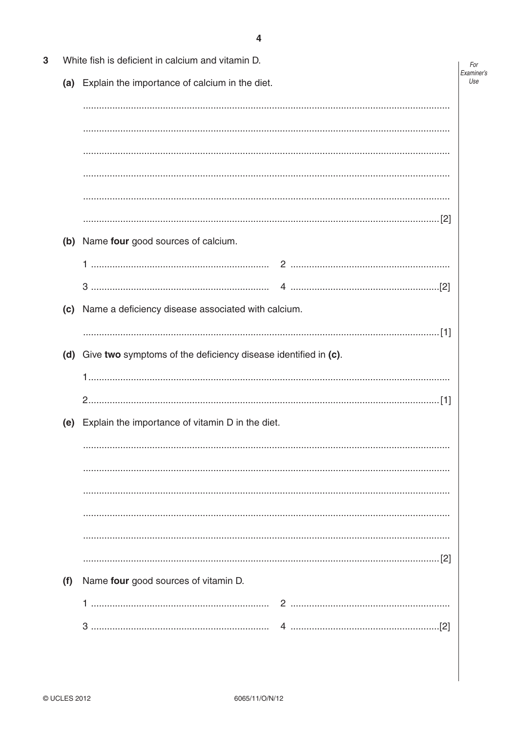3 White fish is deficient in calcium and vitamin D.

(a) Explain the importance of calcium in the diet.

..........................................................................................................................................

..........................................................................................................................................

..........................................................................................................................................

..........................................................................................................................................

..........................................................................................................................................

.................................................................................................................................. [2]

(b) Name **four** good sources of calcium.

1 ............................................................ 2 ............................................................

3 ............................................................ 4 ...................................................... [2]

(c) Name a deficiency disease associated with calcium.

.................................................................................................................................. [1]

(d) Give **two** symptoms of the deficiency disease identified in **(c)**.

1..........................................................................................................................................

2.................................................................................................................................. [1]

(e) Explain the importance of vitamin D in the diet.

..........................................................................................................................................

..........................................................................................................................................

..........................................................................................................................................

..........................................................................................................................................

..........................................................................................................................................

.................................................................................................................................. [2]

(f) Name **four** good sources of vitamin D.

1 ............................................................ 2 ............................................................

3 ............................................................ 4 ...................................................... [2]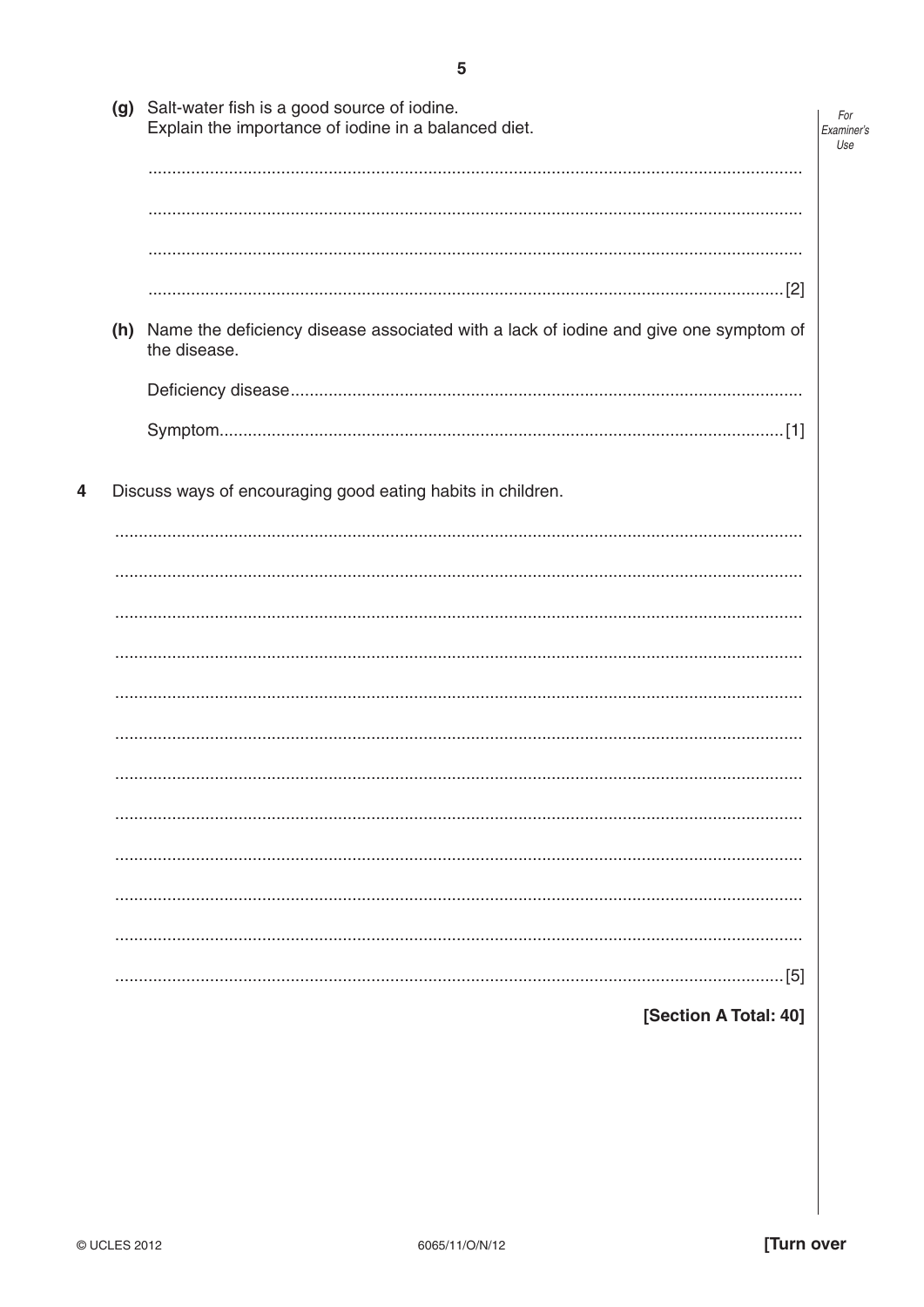(g) Salt-water fish is a good source of iodine.
Explain the importance of iodine in a balanced diet.

..........................................................................................................................................

..........................................................................................................................................

..........................................................................................................................................

.................................................................................................................................... [2]

(h) Name the deficiency disease associated with a lack of iodine and give one symptom of the disease.

Deficiency disease..........................................................................................................

Symptom.................................................................................................................... [1]

4 Discuss ways of encouraging good eating habits in children.

..........................................................................................................................................

..........................................................................................................................................

..........................................................................................................................................

..........................................................................................................................................

..........................................................................................................................................

..........................................................................................................................................

..........................................................................................................................................

..........................................................................................................................................

..........................................................................................................................................

..........................................................................................................................................

..........................................................................................................................................

.................................................................................................................................... [5]

**[Section A Total: 40]**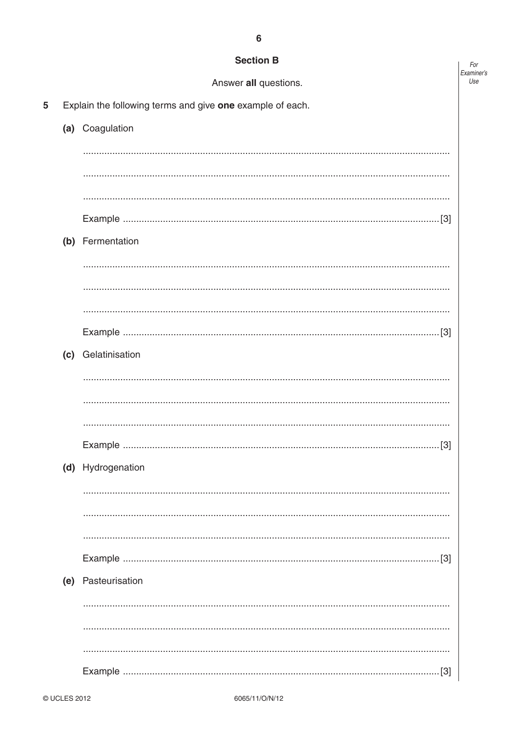## Section B

Answer **all** questions.

5 Explain the following terms and give **one** example of each.

(a) Coagulation

..........................................................................................................................................

..........................................................................................................................................

..........................................................................................................................................

Example ..................................................................................................................... [3]

(b) Fermentation

..........................................................................................................................................

..........................................................................................................................................

..........................................................................................................................................

Example ..................................................................................................................... [3]

(c) Gelatinisation

..........................................................................................................................................

..........................................................................................................................................

..........................................................................................................................................

Example ..................................................................................................................... [3]

(d) Hydrogenation

..........................................................................................................................................

..........................................................................................................................................

..........................................................................................................................................

Example ..................................................................................................................... [3]

(e) Pasteurisation

..........................................................................................................................................

..........................................................................................................................................

..........................................................................................................................................

Example ..................................................................................................................... [3]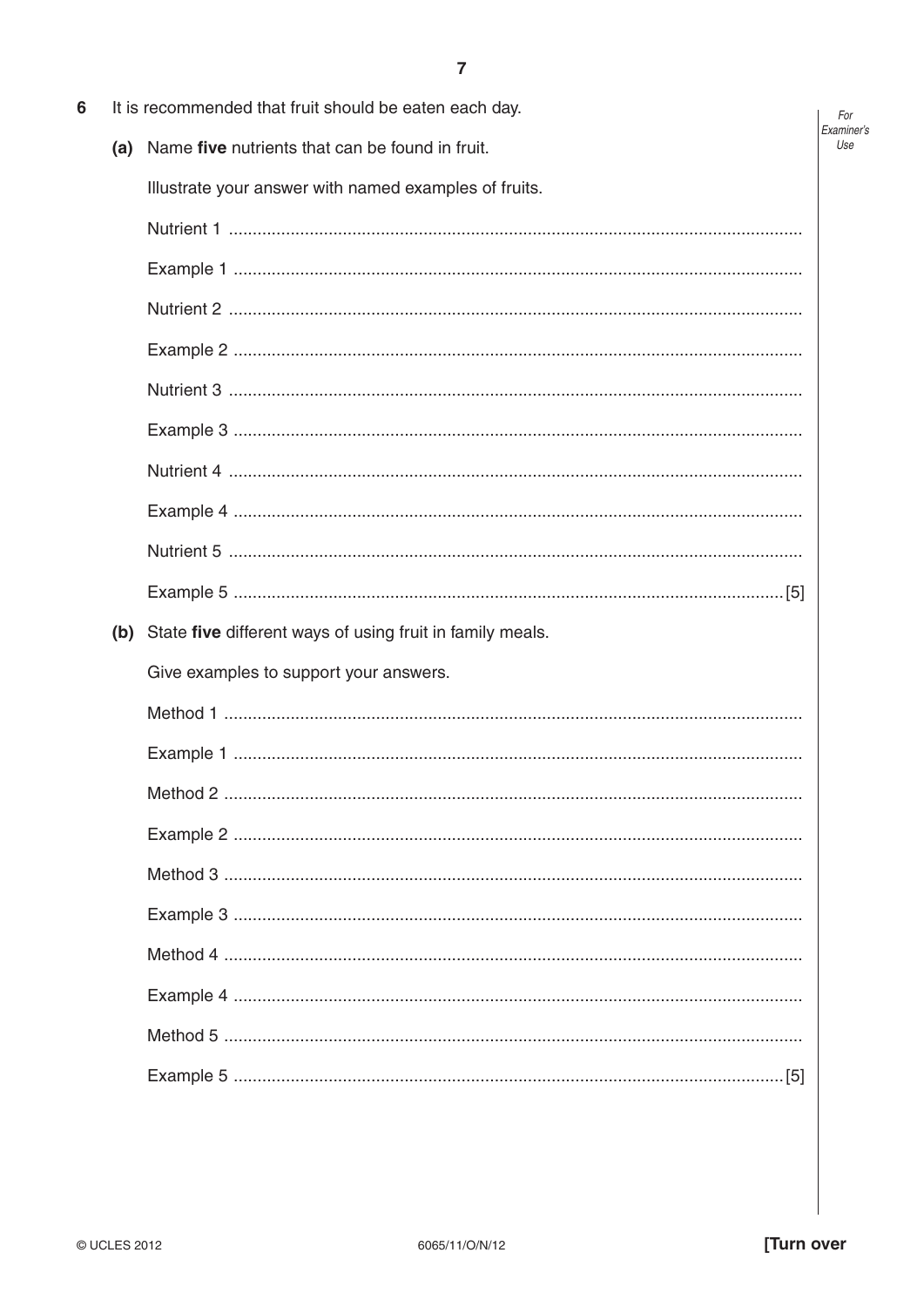6 It is recommended that fruit should be eaten each day.

(a) Name **five** nutrients that can be found in fruit.

Illustrate your answer with named examples of fruits.

Nutrient 1 ..........................................................................................................

Example 1 ..........................................................................................................

Nutrient 2 ..........................................................................................................

Example 2 ..........................................................................................................

Nutrient 3 ..........................................................................................................

Example 3 ..........................................................................................................

Nutrient 4 ..........................................................................................................

Example 4 ..........................................................................................................

Nutrient 5 ..........................................................................................................

Example 5 .................................................................................................... [5]

(b) State **five** different ways of using fruit in family meals.

Give examples to support your answers.

Method 1 ..........................................................................................................

Example 1 ..........................................................................................................

Method 2 ..........................................................................................................

Example 2 ..........................................................................................................

Method 3 ..........................................................................................................

Example 3 ..........................................................................................................

Method 4 ..........................................................................................................

Example 4 ..........................................................................................................

Method 5 ..........................................................................................................

Example 5 .................................................................................................... [5]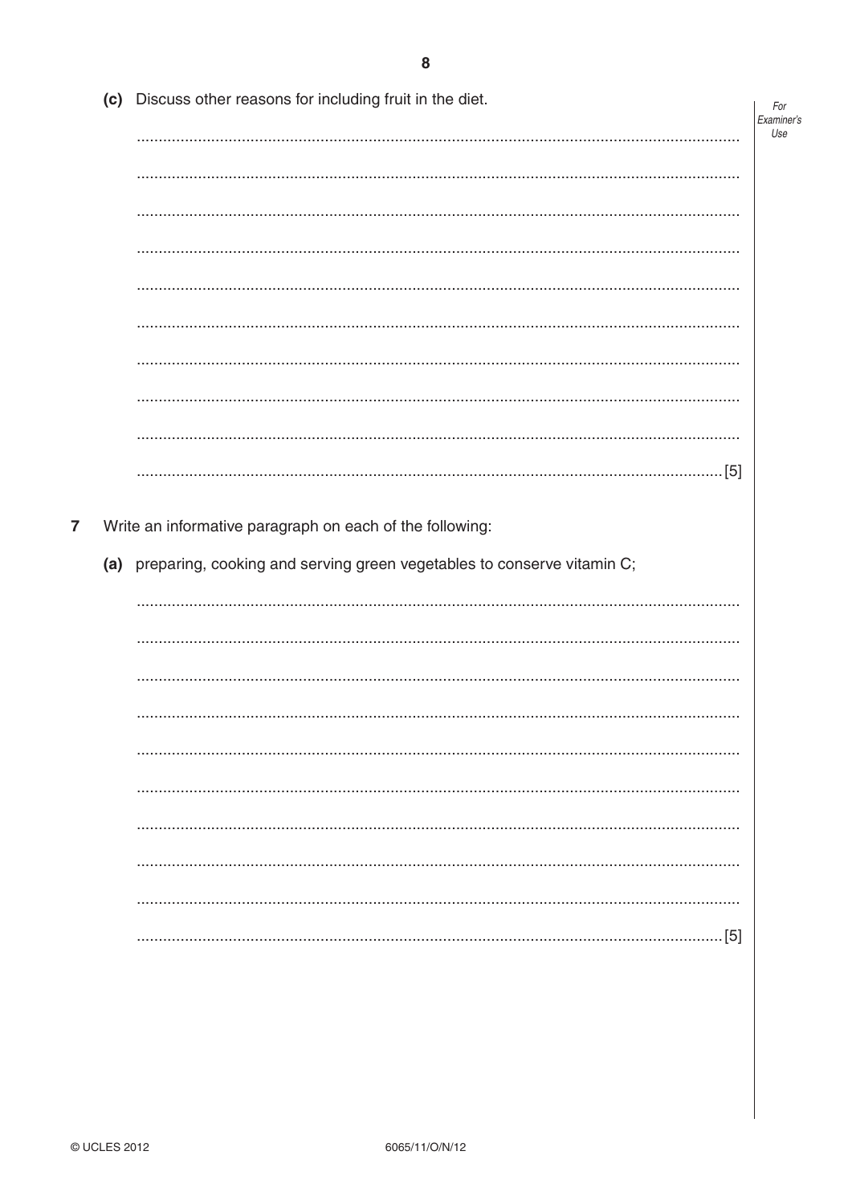(c) Discuss other reasons for including fruit in the diet.

.......................................................................................................................................

.......................................................................................................................................

.......................................................................................................................................

.......................................................................................................................................

.......................................................................................................................................

.......................................................................................................................................

.......................................................................................................................................

.......................................................................................................................................

.......................................................................................................................................

.......................................................................................................................................[5]

**7** Write an informative paragraph on each of the following:

(a) preparing, cooking and serving green vegetables to conserve vitamin C;

.......................................................................................................................................

.......................................................................................................................................

.......................................................................................................................................

.......................................................................................................................................

.......................................................................................................................................

.......................................................................................................................................

.......................................................................................................................................

.......................................................................................................................................

.......................................................................................................................................

.......................................................................................................................................[5]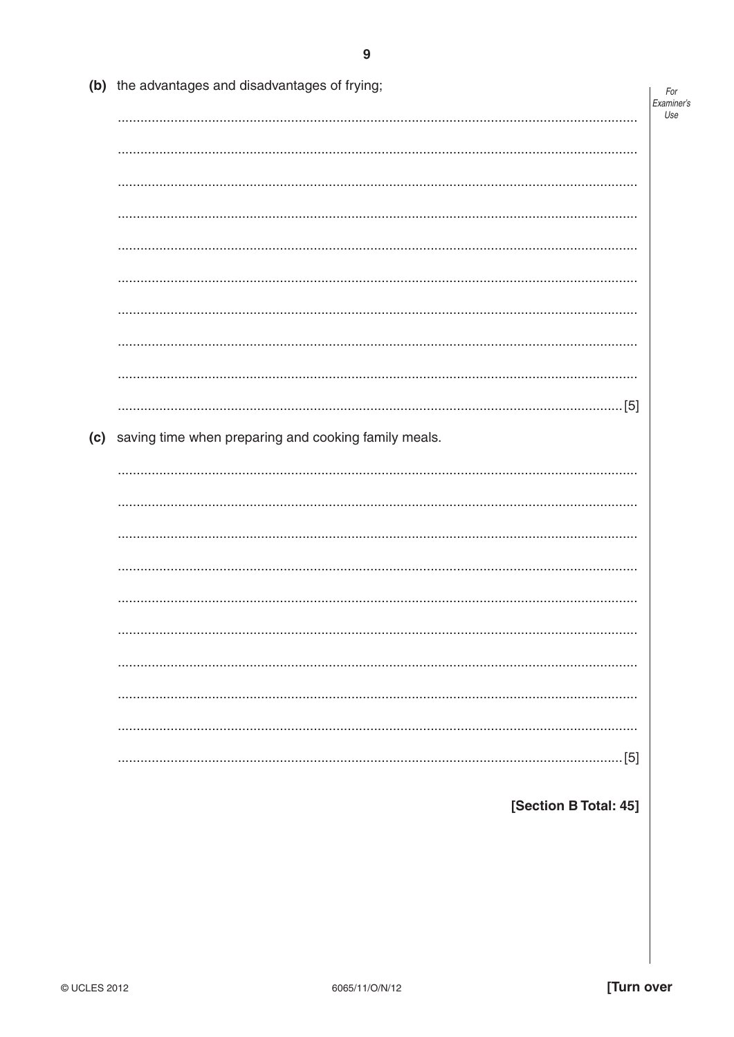(b) the advantages and disadvantages of frying;

.......................................................................................................................................[5]

(c) saving time when preparing and cooking family meals.

.......................................................................................................................................[5]

**[Section B Total: 45]**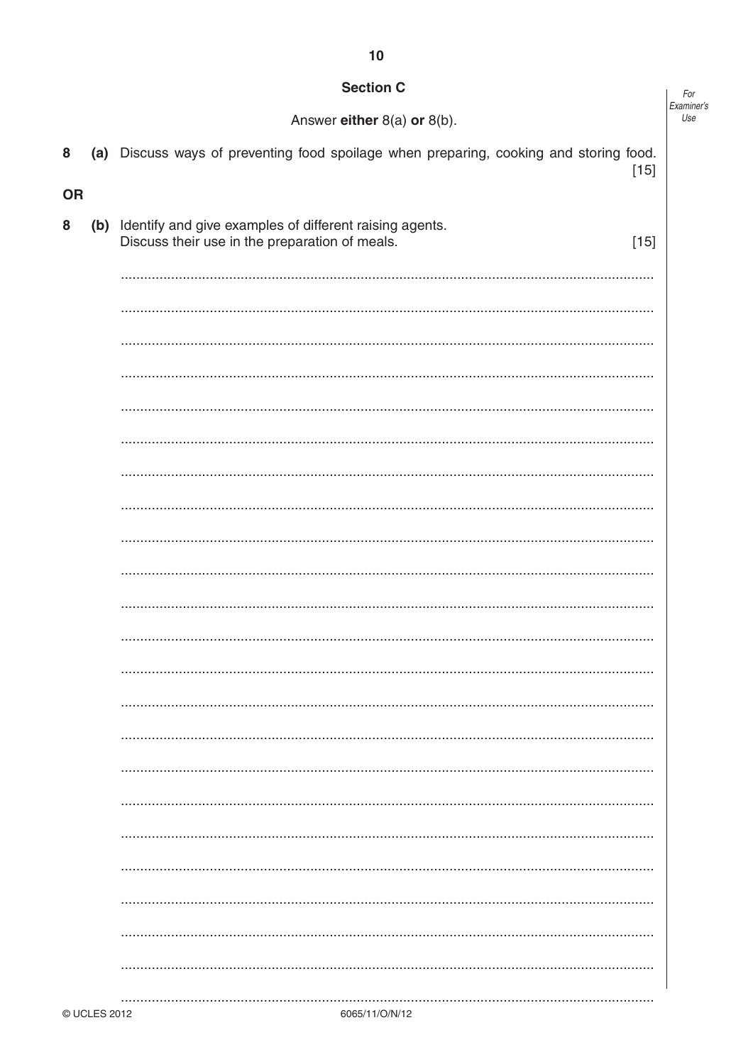## Section C

Answer **either** 8(a) **or** 8(b).

**8** **(a)** Discuss ways of preventing food spoilage when preparing, cooking and storing food. [15]

**OR**

**8** **(b)** Identify and give examples of different raising agents.
Discuss their use in the preparation of meals. [15]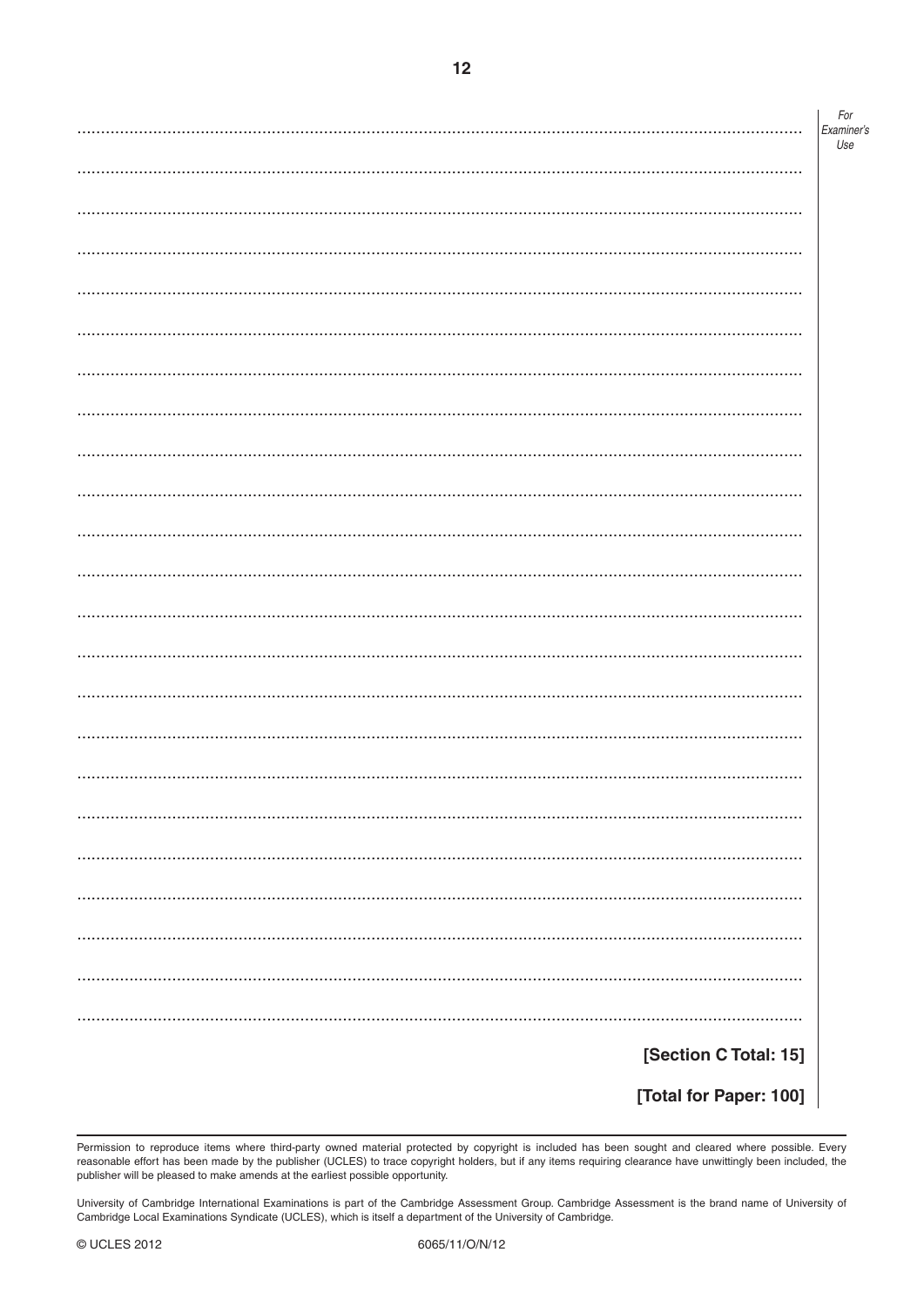[Section C Total: 15]

[Total for Paper: 100]

Permission to reproduce items where third-party owned material protected by copyright is included has been sought and cleared where possible. Every reasonable effort has been made by the publisher (UCLES) to trace copyright holders, but if any items requiring clearance have unwittingly been included, the publisher will be pleased to make amends at the earliest possible opportunity.

University of Cambridge International Examinations is part of the Cambridge Assessment Group. Cambridge Assessment is the brand name of University of Cambridge Local Examinations Syndicate (UCLES), which is itself a department of the University of Cambridge.